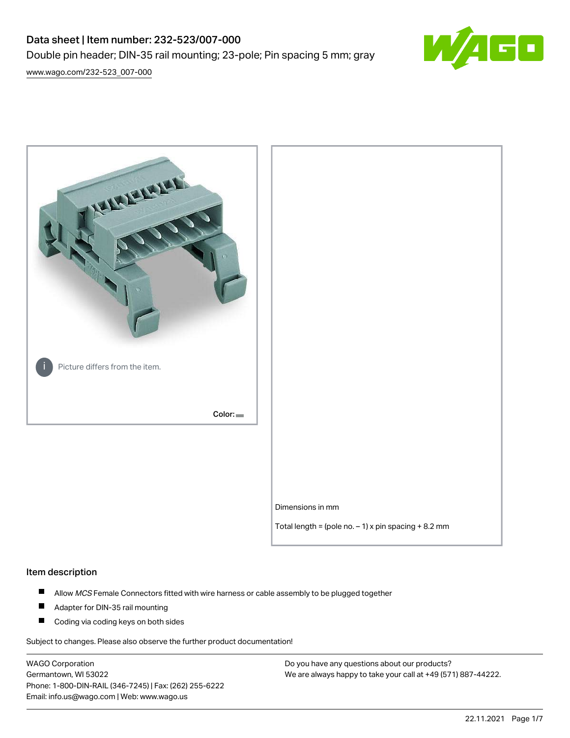# Data sheet | Item number: 232-523/007-000

Double pin header; DIN-35 rail mounting; 23-pole; Pin spacing 5 mm; gray

www.wago.com/232-523_007-000

Picture differs from the item.

Color:

Dimensions in mm

Total length = (pole no. – 1) x pin spacing + 8.2 mm

## Item description

- Allow *MCS* Female Connectors fitted with wire harness or cable assembly to be plugged together
- Adapter for DIN-35 rail mounting
- Coding via coding keys on both sides

Subject to changes. Please also observe the further product documentation!

WAGO Corporation
Germantown, WI 53022
Phone: 1-800-DIN-RAIL (346-7245) | Fax: (262) 255-6222
Email: info.us@wago.com | Web: www.wago.us

Do you have any questions about our products?
We are always happy to take your call at +49 (571) 887-44222.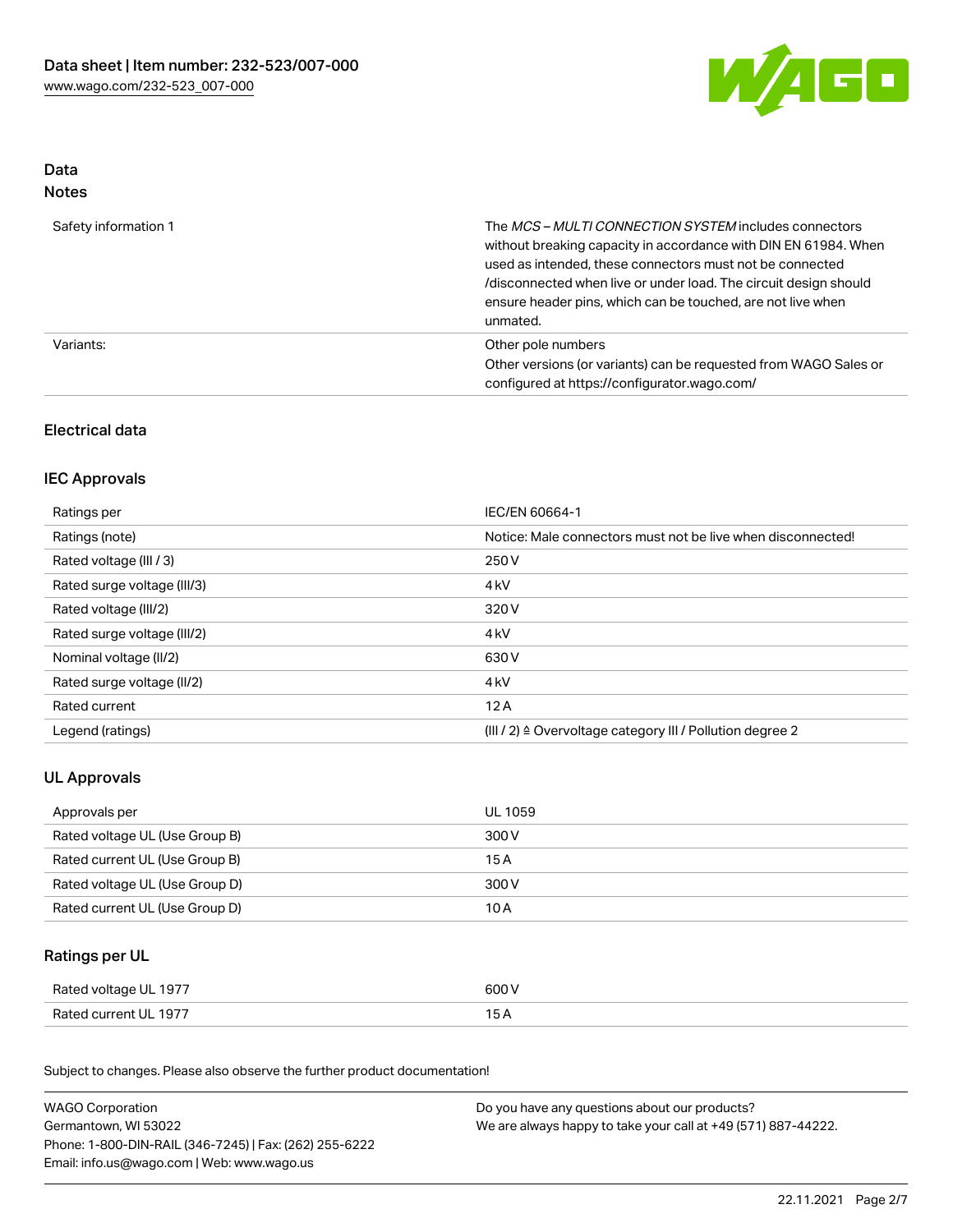## Data

### Notes

| | |
|---|---|
| Safety information 1 | The *MCS – MULTI CONNECTION SYSTEM* includes connectors without breaking capacity in accordance with DIN EN 61984. When used as intended, these connectors must not be connected /disconnected when live or under load. The circuit design should ensure header pins, which can be touched, are not live when unmated. |
| Variants: | Other pole numbers<br>Other versions (or variants) can be requested from WAGO Sales or configured at https://configurator.wago.com/ |

## Electrical data

### IEC Approvals

| | |
|---|---|
| Ratings per | IEC/EN 60664-1 |
| Ratings (note) | Notice: Male connectors must not be live when disconnected! |
| Rated voltage (III / 3) | 250 V |
| Rated surge voltage (III/3) | 4 kV |
| Rated voltage (III/2) | 320 V |
| Rated surge voltage (III/2) | 4 kV |
| Nominal voltage (II/2) | 630 V |
| Rated surge voltage (II/2) | 4 kV |
| Rated current | 12 A |
| Legend (ratings) | (III / 2) ≙ Overvoltage category III / Pollution degree 2 |

### UL Approvals

| | |
|---|---|
| Approvals per | UL 1059 |
| Rated voltage UL (Use Group B) | 300 V |
| Rated current UL (Use Group B) | 15 A |
| Rated voltage UL (Use Group D) | 300 V |
| Rated current UL (Use Group D) | 10 A |

### Ratings per UL

| | |
|---|---|
| Rated voltage UL 1977 | 600 V |
| Rated current UL 1977 | 15 A |

Subject to changes. Please also observe the further product documentation!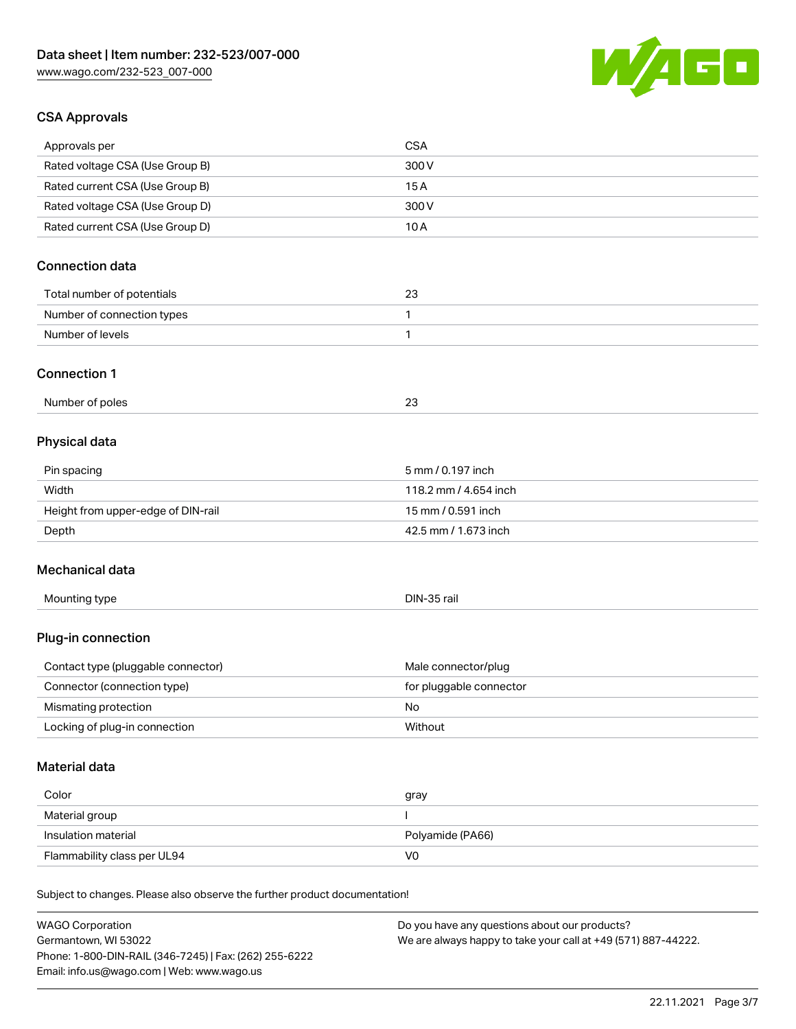## CSA Approvals

| Approvals per | CSA |
|---|---|
| Rated voltage CSA (Use Group B) | 300 V |
| Rated current CSA (Use Group B) | 15 A |
| Rated voltage CSA (Use Group D) | 300 V |
| Rated current CSA (Use Group D) | 10 A |

## Connection data

| Total number of potentials | 23 |
|---|---|
| Number of connection types | 1 |
| Number of levels | 1 |

## Connection 1

| Number of poles | 23 |
|---|---|

## Physical data

| Pin spacing | 5 mm / 0.197 inch |
|---|---|
| Width | 118.2 mm / 4.654 inch |
| Height from upper-edge of DIN-rail | 15 mm / 0.591 inch |
| Depth | 42.5 mm / 1.673 inch |

## Mechanical data

| Mounting type | DIN-35 rail |
|---|---|

## Plug-in connection

| Contact type (pluggable connector) | Male connector/plug |
|---|---|
| Connector (connection type) | for pluggable connector |
| Mismating protection | No |
| Locking of plug-in connection | Without |

## Material data

| Color | gray |
|---|---|
| Material group | I |
| Insulation material | Polyamide (PA66) |
| Flammability class per UL94 | V0 |

Subject to changes. Please also observe the further product documentation!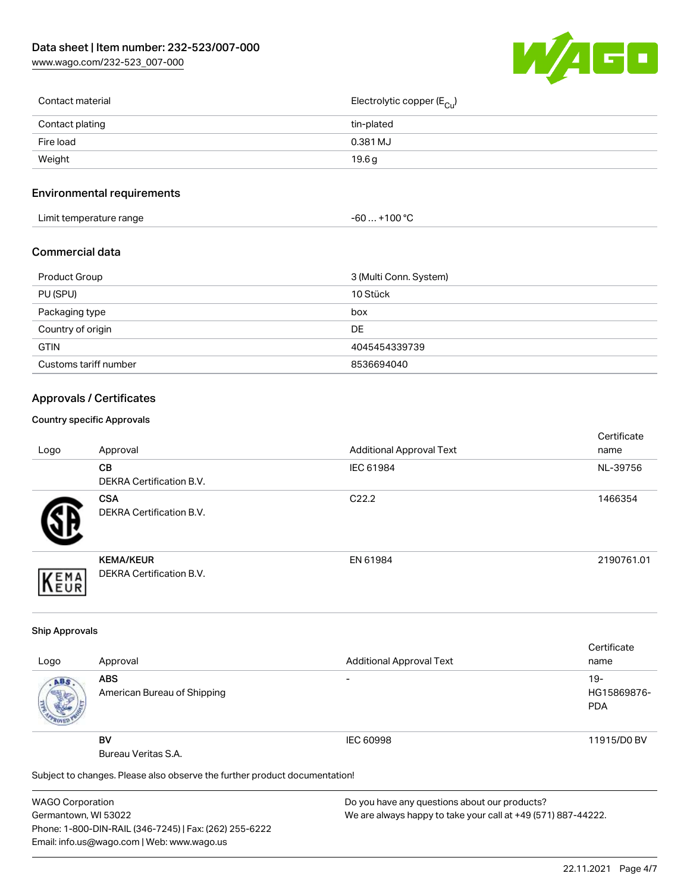| Contact material | Electrolytic copper ($E_{Cu}$) |
| --- | --- |
| Contact plating | tin-plated |
| Fire load | 0.381 MJ |
| Weight | 19.6 g |

## Environmental requirements

| Limit temperature range | -60 … +100 °C |
| --- | --- |

## Commercial data

| Product Group | 3 (Multi Conn. System) |
| --- | --- |
| PU (SPU) | 10 Stück |
| Packaging type | box |
| Country of origin | DE |
| GTIN | 4045454339739 |
| Customs tariff number | 8536694040 |

## Approvals / Certificates

### Country specific Approvals

| Logo | Approval | Additional Approval Text | Certificate name |
| --- | --- | --- | --- |
| | **CB**<br>DEKRA Certification B.V. | IEC 61984 | NL-39756 |
| | **CSA**<br>DEKRA Certification B.V. | C22.2 | 1466354 |
| | **KEMA/KEUR**<br>DEKRA Certification B.V. | EN 61984 | 2190761.01 |

### Ship Approvals

| Logo | Approval | Additional Approval Text | Certificate name |
| --- | --- | --- | --- |
| | **ABS**<br>American Bureau of Shipping | - | 19-HG15869876-PDA |
| | **BV**<br>Bureau Veritas S.A. | IEC 60998 | 11915/D0 BV |

Subject to changes. Please also observe the further product documentation!

WAGO Corporation
Germantown, WI 53022
Phone: 1-800-DIN-RAIL (346-7245) | Fax: (262) 255-6222
Email: info.us@wago.com | Web: www.wago.us

Do you have any questions about our products?
We are always happy to take your call at +49 (571) 887-44222.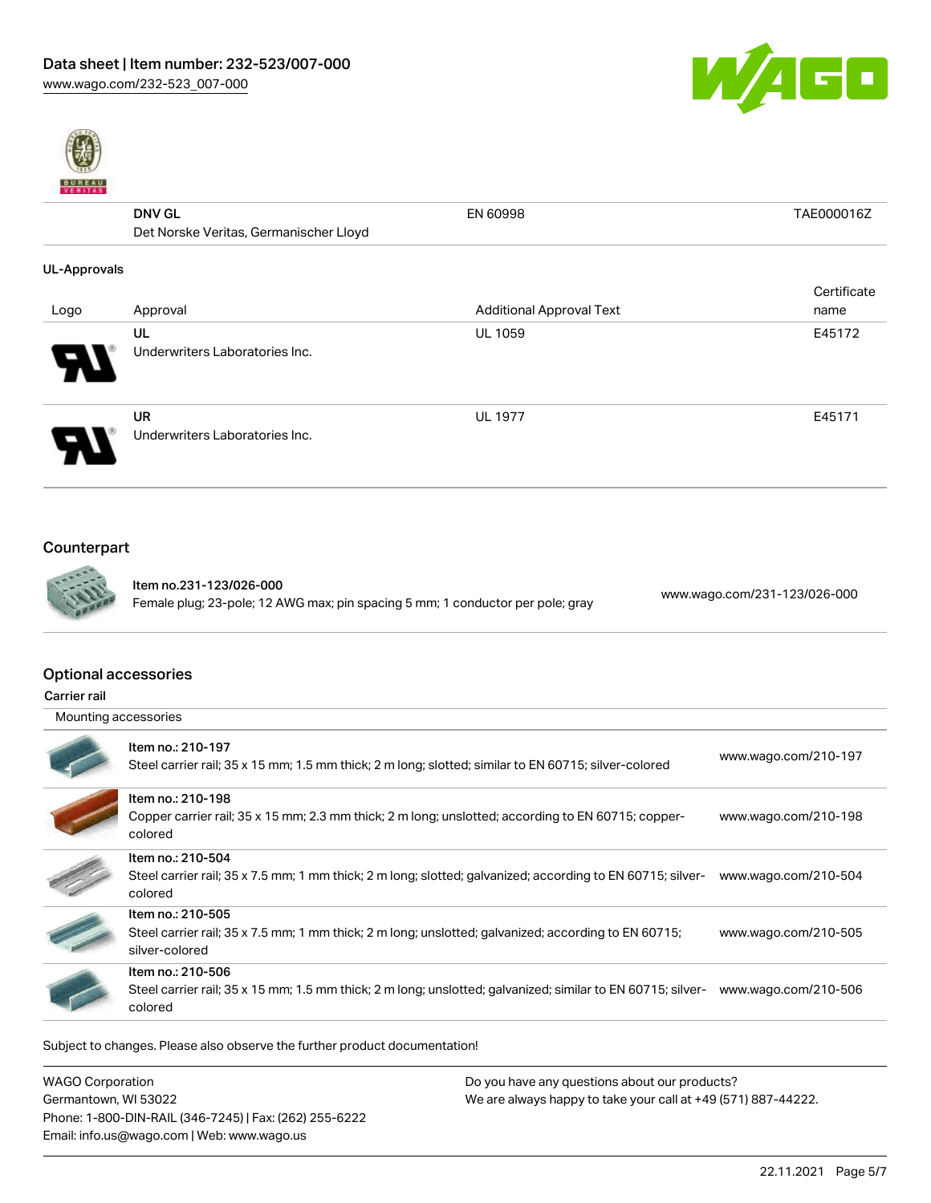| | | | |
|---|---|---|---|
| | **DNV GL**<br>Det Norske Veritas, Germanischer Lloyd | EN 60998 | TAE000016Z |

**UL-Approvals**

| Logo | Approval | Additional Approval Text | Certificate name |
|---|---|---|---|
| | **UL**<br>Underwriters Laboratories Inc. | UL 1059 | E45172 |
| | **UR**<br>Underwriters Laboratories Inc. | UL 1977 | E45171 |

## Counterpart

| | | |
|---|---|---|
| | **Item no.231-123/026-000**<br>Female plug; 23-pole; 12 AWG max; pin spacing 5 mm; 1 conductor per pole; gray | www.wago.com/231-123/026-000 |

## Optional accessories

**Carrier rail**

Mounting accessories

| | | |
|---|---|---|
| | **Item no.: 210-197**<br>Steel carrier rail; 35 x 15 mm; 1.5 mm thick; 2 m long; slotted; similar to EN 60715; silver-colored | www.wago.com/210-197 |
| | **Item no.: 210-198**<br>Copper carrier rail; 35 x 15 mm; 2.3 mm thick; 2 m long; unslotted; according to EN 60715; copper-colored | www.wago.com/210-198 |
| | **Item no.: 210-504**<br>Steel carrier rail; 35 x 7.5 mm; 1 mm thick; 2 m long; slotted; galvanized; according to EN 60715; silver-colored | www.wago.com/210-504 |
| | **Item no.: 210-505**<br>Steel carrier rail; 35 x 7.5 mm; 1 mm thick; 2 m long; unslotted; galvanized; according to EN 60715; silver-colored | www.wago.com/210-505 |
| | **Item no.: 210-506**<br>Steel carrier rail; 35 x 15 mm; 1.5 mm thick; 2 m long; unslotted; galvanized; similar to EN 60715; silver-colored | www.wago.com/210-506 |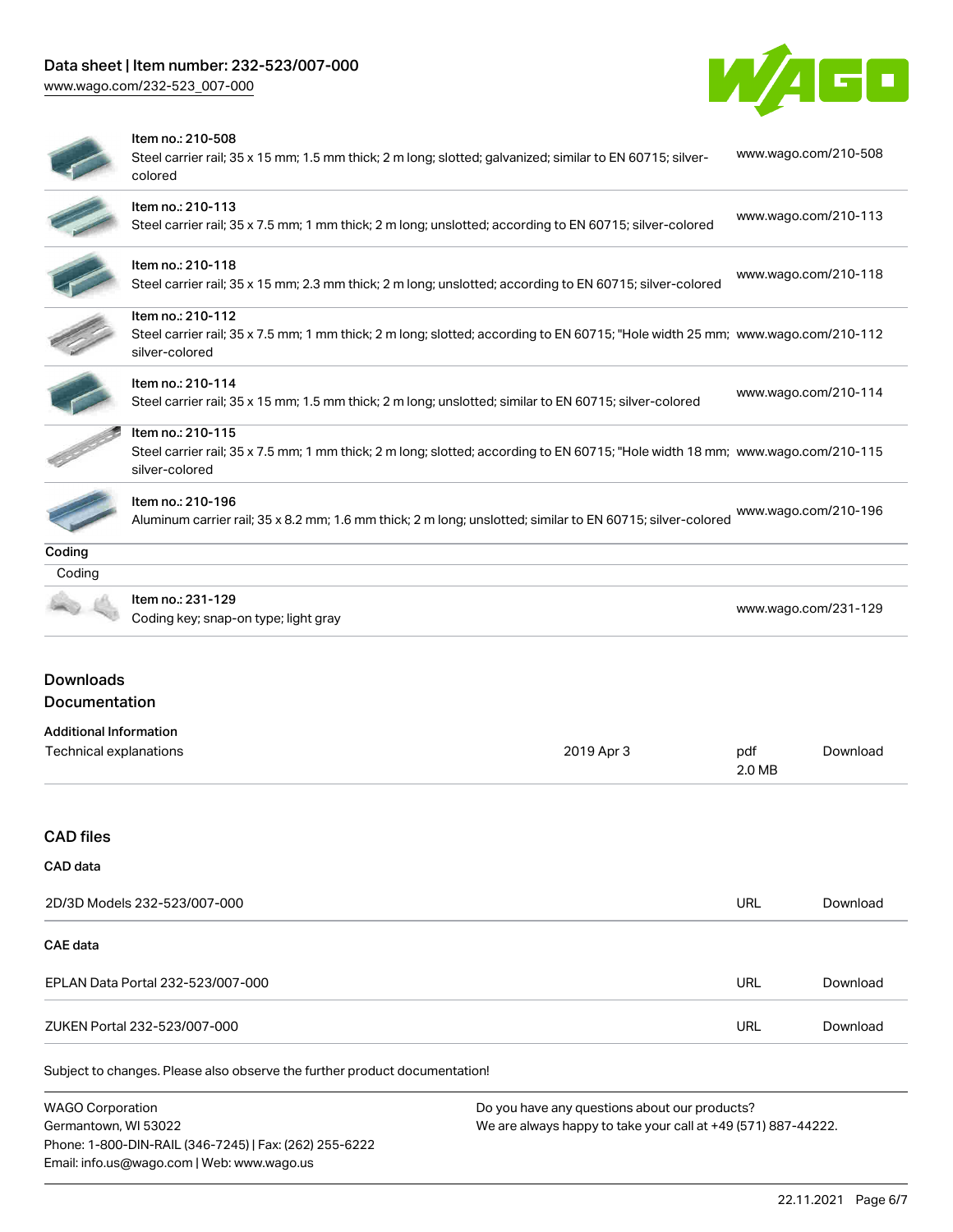| Item | Link |
|---|---|
| Item no.: 210-508<br>Steel carrier rail; 35 x 15 mm; 1.5 mm thick; 2 m long; slotted; galvanized; similar to EN 60715; silver-colored | www.wago.com/210-508 |
| Item no.: 210-113<br>Steel carrier rail; 35 x 7.5 mm; 1 mm thick; 2 m long; unslotted; according to EN 60715; silver-colored | www.wago.com/210-113 |
| Item no.: 210-118<br>Steel carrier rail; 35 x 15 mm; 2.3 mm thick; 2 m long; unslotted; according to EN 60715; silver-colored | www.wago.com/210-118 |
| Item no.: 210-112<br>Steel carrier rail; 35 x 7.5 mm; 1 mm thick; 2 m long; slotted; according to EN 60715; "Hole width 25 mm; silver-colored | www.wago.com/210-112 |
| Item no.: 210-114<br>Steel carrier rail; 35 x 15 mm; 1.5 mm thick; 2 m long; unslotted; similar to EN 60715; silver-colored | www.wago.com/210-114 |
| Item no.: 210-115<br>Steel carrier rail; 35 x 7.5 mm; 1 mm thick; 2 m long; slotted; according to EN 60715; "Hole width 18 mm; silver-colored | www.wago.com/210-115 |
| Item no.: 210-196<br>Aluminum carrier rail; 35 x 8.2 mm; 1.6 mm thick; 2 m long; unslotted; similar to EN 60715; silver-colored | www.wago.com/210-196 |

### Coding

Coding

| Item | Link |
|---|---|
| Item no.: 231-129<br>Coding key; snap-on type; light gray | www.wago.com/231-129 |

## Downloads

### Documentation

**Additional Information**

| | | | |
|---|---|---|---|
| Technical explanations | 2019 Apr 3 | pdf 2.0 MB | Download |

### CAD files

**CAD data**

| | | |
|---|---|---|
| 2D/3D Models 232-523/007-000 | URL | Download |

**CAE data**

| | | |
|---|---|---|
| EPLAN Data Portal 232-523/007-000 | URL | Download |
| ZUKEN Portal 232-523/007-000 | URL | Download |

Subject to changes. Please also observe the further product documentation!

WAGO Corporation
Germantown, WI 53022
Phone: 1-800-DIN-RAIL (346-7245) | Fax: (262) 255-6222
Email: info.us@wago.com | Web: www.wago.us

Do you have any questions about our products?
We are always happy to take your call at +49 (571) 887-44222.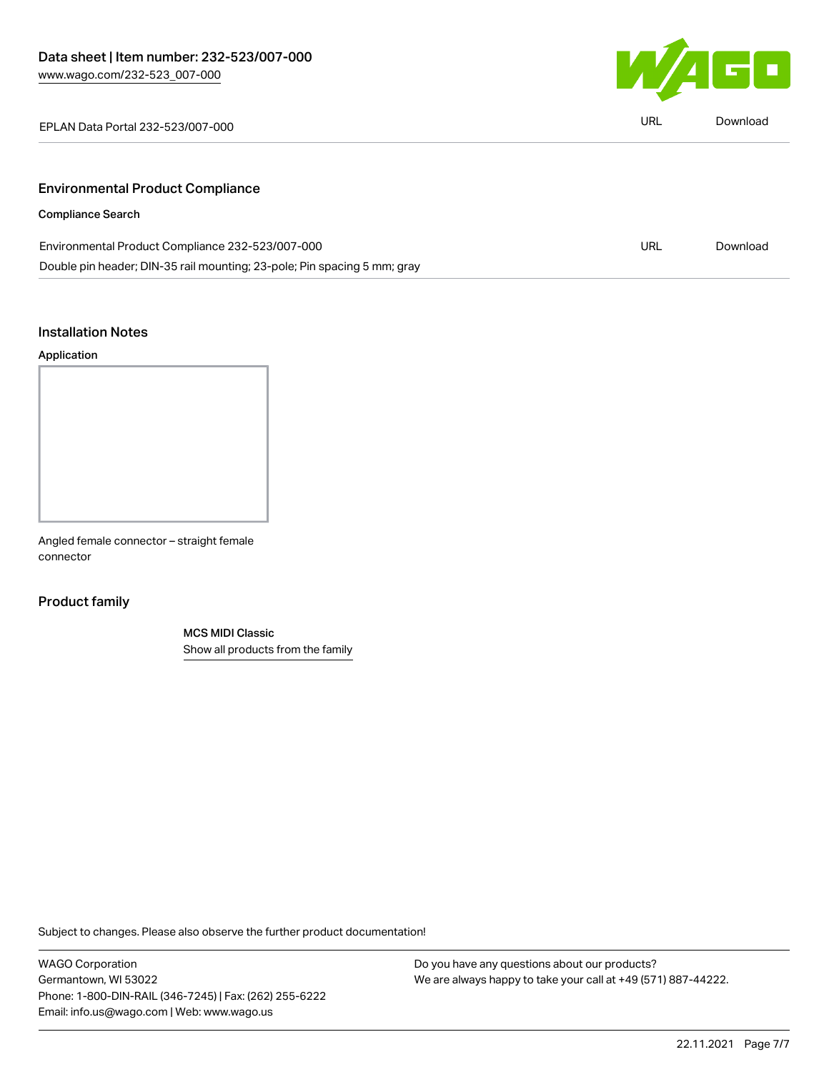EPLAN Data Portal 232-523/007-000 | URL | Download

## Environmental Product Compliance

### Compliance Search

| | | |
|---|---|---|
| Environmental Product Compliance 232-523/007-000<br>Double pin header; DIN-35 rail mounting; 23-pole; Pin spacing 5 mm; gray | URL | Download |

## Installation Notes

### Application

Angled female connector – straight female connector

## Product family

**MCS MIDI Classic**
Show all products from the family

Subject to changes. Please also observe the further product documentation!

WAGO Corporation
Germantown, WI 53022
Phone: 1-800-DIN-RAIL (346-7245) | Fax: (262) 255-6222
Email: info.us@wago.com | Web: www.wago.us

Do you have any questions about our products?
We are always happy to take your call at +49 (571) 887-44222.